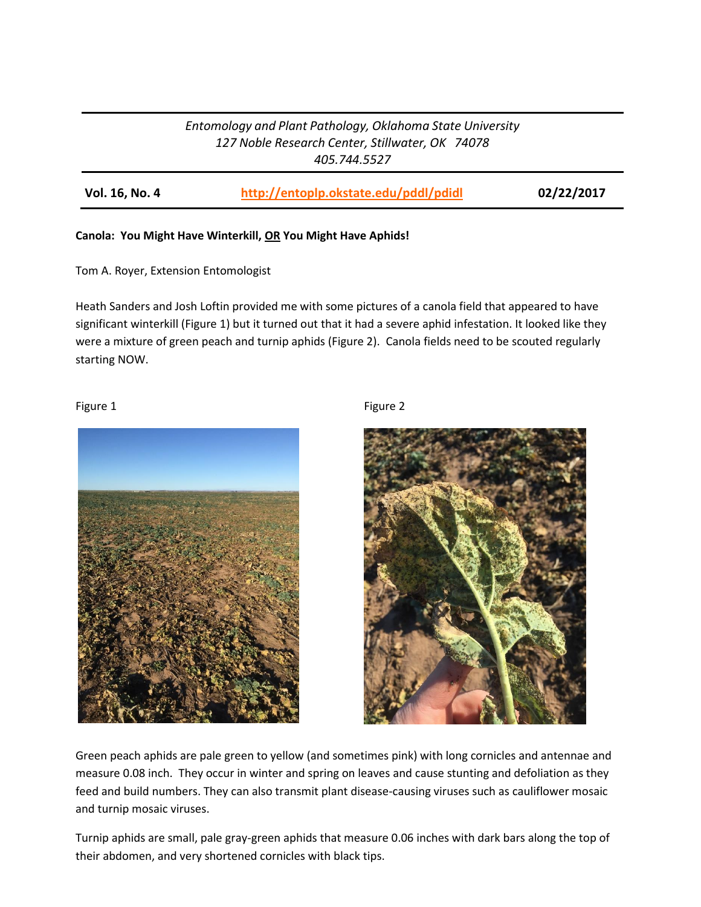*Entomology and Plant Pathology, Oklahoma State University*
*127 Noble Research Center, Stillwater, OK 74078*
*405.744.5527*

| **Vol. 16, No. 4** | **http://entoplp.okstate.edu/pddl/pdidl** | **02/22/2017** |
|---|---|---|

**Canola: You Might Have Winterkill, OR You Might Have Aphids!**

Tom A. Royer, Extension Entomologist

Heath Sanders and Josh Loftin provided me with some pictures of a canola field that appeared to have significant winterkill (Figure 1) but it turned out that it had a severe aphid infestation. It looked like they were a mixture of green peach and turnip aphids (Figure 2). Canola fields need to be scouted regularly starting NOW.

Figure 1

Figure 2

Green peach aphids are pale green to yellow (and sometimes pink) with long cornicles and antennae and measure 0.08 inch. They occur in winter and spring on leaves and cause stunting and defoliation as they feed and build numbers. They can also transmit plant disease-causing viruses such as cauliflower mosaic and turnip mosaic viruses.

Turnip aphids are small, pale gray-green aphids that measure 0.06 inches with dark bars along the top of their abdomen, and very shortened cornicles with black tips.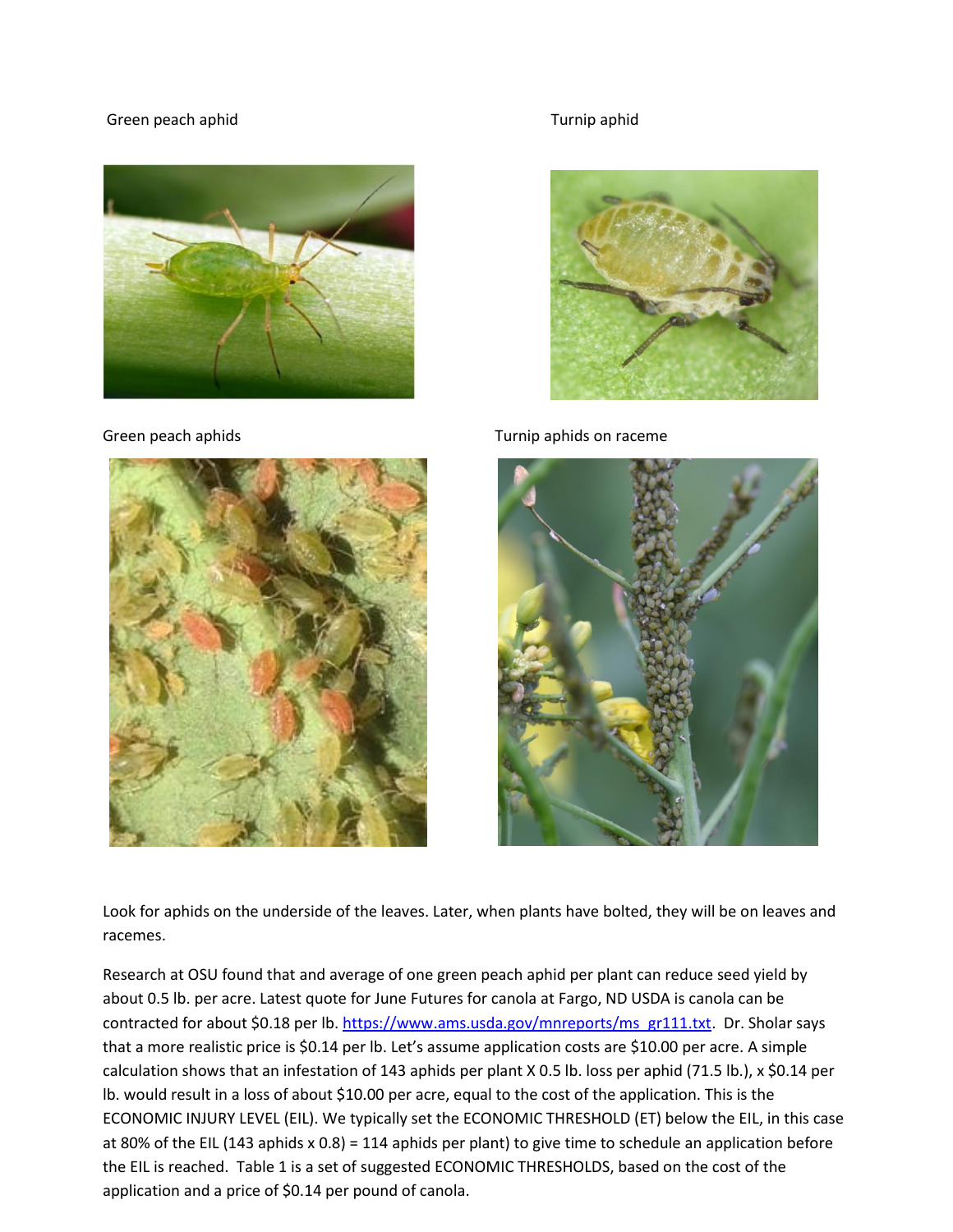Green peach aphid

Turnip aphid

Green peach aphids

Turnip aphids on raceme

Look for aphids on the underside of the leaves. Later, when plants have bolted, they will be on leaves and racemes.

Research at OSU found that and average of one green peach aphid per plant can reduce seed yield by about 0.5 lb. per acre. Latest quote for June Futures for canola at Fargo, ND USDA is canola can be contracted for about $0.18 per lb. https://www.ams.usda.gov/mnreports/ms_gr111.txt. Dr. Sholar says that a more realistic price is $0.14 per lb. Let's assume application costs are $10.00 per acre. A simple calculation shows that an infestation of 143 aphids per plant X 0.5 lb. loss per aphid (71.5 lb.), x $0.14 per lb. would result in a loss of about $10.00 per acre, equal to the cost of the application. This is the ECONOMIC INJURY LEVEL (EIL). We typically set the ECONOMIC THRESHOLD (ET) below the EIL, in this case at 80% of the EIL (143 aphids x 0.8) = 114 aphids per plant) to give time to schedule an application before the EIL is reached. Table 1 is a set of suggested ECONOMIC THRESHOLDS, based on the cost of the application and a price of $0.14 per pound of canola.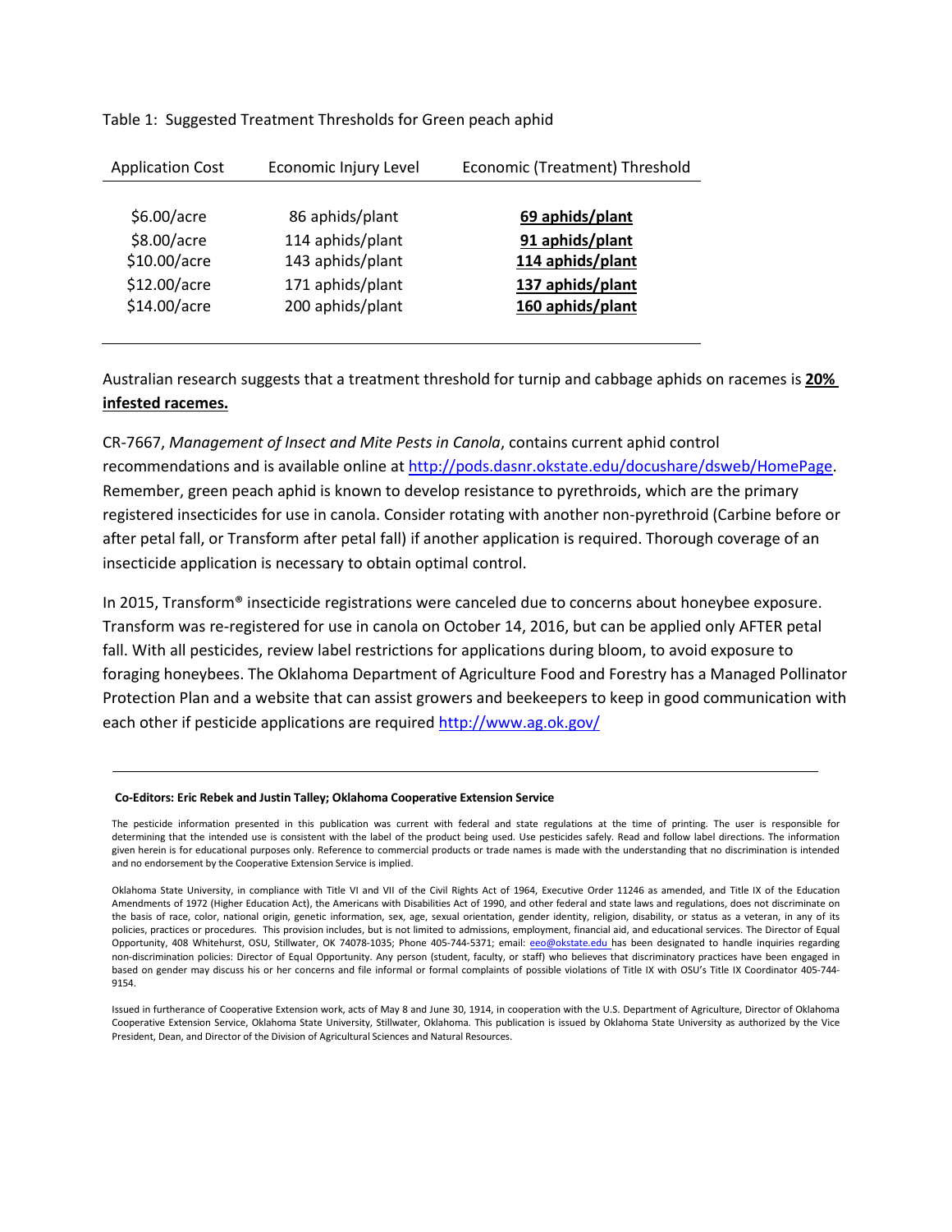Table 1: Suggested Treatment Thresholds for Green peach aphid

| Application Cost | Economic Injury Level | Economic (Treatment) Threshold |
|---|---|---|
| $6.00/acre | 86 aphids/plant | **69 aphids/plant** |
| $8.00/acre | 114 aphids/plant | **91 aphids/plant** |
| $10.00/acre | 143 aphids/plant | **114 aphids/plant** |
| $12.00/acre | 171 aphids/plant | **137 aphids/plant** |
| $14.00/acre | 200 aphids/plant | **160 aphids/plant** |

Australian research suggests that a treatment threshold for turnip and cabbage aphids on racemes is **20% infested racemes.**

CR-7667, *Management of Insect and Mite Pests in Canola*, contains current aphid control recommendations and is available online at http://pods.dasnr.okstate.edu/docushare/dsweb/HomePage. Remember, green peach aphid is known to develop resistance to pyrethroids, which are the primary registered insecticides for use in canola. Consider rotating with another non-pyrethroid (Carbine before or after petal fall, or Transform after petal fall) if another application is required. Thorough coverage of an insecticide application is necessary to obtain optimal control.

In 2015, Transform® insecticide registrations were canceled due to concerns about honeybee exposure. Transform was re-registered for use in canola on October 14, 2016, but can be applied only AFTER petal fall. With all pesticides, review label restrictions for applications during bloom, to avoid exposure to foraging honeybees. The Oklahoma Department of Agriculture Food and Forestry has a Managed Pollinator Protection Plan and a website that can assist growers and beekeepers to keep in good communication with each other if pesticide applications are required http://www.ag.ok.gov/

---

**Co-Editors: Eric Rebek and Justin Talley; Oklahoma Cooperative Extension Service**

The pesticide information presented in this publication was current with federal and state regulations at the time of printing. The user is responsible for determining that the intended use is consistent with the label of the product being used. Use pesticides safely. Read and follow label directions. The information given herein is for educational purposes only. Reference to commercial products or trade names is made with the understanding that no discrimination is intended and no endorsement by the Cooperative Extension Service is implied.

Oklahoma State University, in compliance with Title VI and VII of the Civil Rights Act of 1964, Executive Order 11246 as amended, and Title IX of the Education Amendments of 1972 (Higher Education Act), the Americans with Disabilities Act of 1990, and other federal and state laws and regulations, does not discriminate on the basis of race, color, national origin, genetic information, sex, age, sexual orientation, gender identity, religion, disability, or status as a veteran, in any of its policies, practices or procedures. This provision includes, but is not limited to admissions, employment, financial aid, and educational services. The Director of Equal Opportunity, 408 Whitehurst, OSU, Stillwater, OK 74078-1035; Phone 405-744-5371; email: eeo@okstate.edu has been designated to handle inquiries regarding non-discrimination policies: Director of Equal Opportunity. Any person (student, faculty, or staff) who believes that discriminatory practices have been engaged in based on gender may discuss his or her concerns and file informal or formal complaints of possible violations of Title IX with OSU's Title IX Coordinator 405-744-9154.

Issued in furtherance of Cooperative Extension work, acts of May 8 and June 30, 1914, in cooperation with the U.S. Department of Agriculture, Director of Oklahoma Cooperative Extension Service, Oklahoma State University, Stillwater, Oklahoma. This publication is issued by Oklahoma State University as authorized by the Vice President, Dean, and Director of the Division of Agricultural Sciences and Natural Resources.